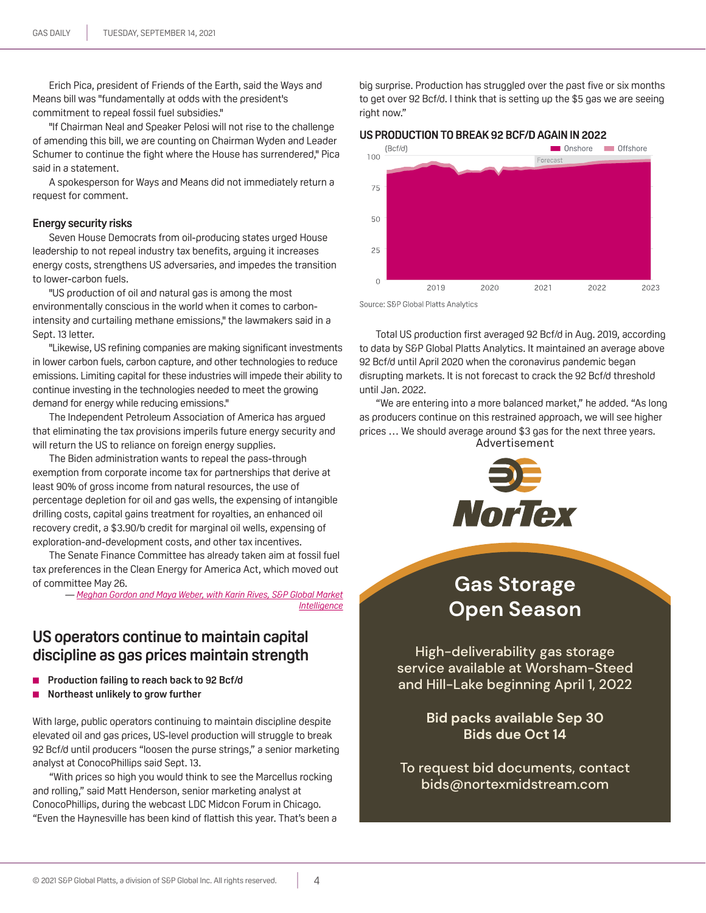Erich Pica, president of Friends of the Earth, said the Ways and Means bill was "fundamentally at odds with the president's commitment to repeal fossil fuel subsidies."

"If Chairman Neal and Speaker Pelosi will not rise to the challenge of amending this bill, we are counting on Chairman Wyden and Leader Schumer to continue the fight where the House has surrendered," Pica said in a statement.

A spokesperson for Ways and Means did not immediately return a request for comment.

### Energy security risks

Seven House Democrats from oil-producing states urged House leadership to not repeal industry tax benefits, arguing it increases energy costs, strengthens US adversaries, and impedes the transition to lower-carbon fuels.

"US production of oil and natural gas is among the most environmentally conscious in the world when it comes to carbon-intensity and curtailing methane emissions," the lawmakers said in a Sept. 13 letter.

"Likewise, US refining companies are making significant investments in lower carbon fuels, carbon capture, and other technologies to reduce emissions. Limiting capital for these industries will impede their ability to continue investing in the technologies needed to meet the growing demand for energy while reducing emissions."

The Independent Petroleum Association of America has argued that eliminating the tax provisions imperils future energy security and will return the US to reliance on foreign energy supplies.

The Biden administration wants to repeal the pass-through exemption from corporate income tax for partnerships that derive at least 90% of gross income from natural resources, the use of percentage depletion for oil and gas wells, the expensing of intangible drilling costs, capital gains treatment for royalties, an enhanced oil recovery credit, a $3.90/b credit for marginal oil wells, expensing of exploration-and-development costs, and other tax incentives.

The Senate Finance Committee has already taken aim at fossil fuel tax preferences in the Clean Energy for America Act, which moved out of committee May 26.

— *Meghan Gordon and Maya Weber, with Karin Rives, S&P Global Market Intelligence*

## US operators continue to maintain capital discipline as gas prices maintain strength

- **Production failing to reach back to 92 Bcf/d**
- **Northeast unlikely to grow further**

With large, public operators continuing to maintain discipline despite elevated oil and gas prices, US-level production will struggle to break 92 Bcf/d until producers "loosen the purse strings," a senior marketing analyst at ConocoPhillips said Sept. 13.

"With prices so high you would think to see the Marcellus rocking and rolling," said Matt Henderson, senior marketing analyst at ConocoPhillips, during the webcast LDC Midcon Forum in Chicago. "Even the Haynesville has been kind of flattish this year. That's been a big surprise. Production has struggled over the past five or six months to get over 92 Bcf/d. I think that is setting up the $5 gas we are seeing right now."

**US PRODUCTION TO BREAK 92 BCF/D AGAIN IN 2022**

Source: S&P Global Platts Analytics

Total US production first averaged 92 Bcf/d in Aug. 2019, according to data by S&P Global Platts Analytics. It maintained an average above 92 Bcf/d until April 2020 when the coronavirus pandemic began disrupting markets. It is not forecast to crack the 92 Bcf/d threshold until Jan. 2022.

"We are entering into a more balanced market," he added. "As long as producers continue on this restrained approach, we will see higher prices … We should average around $3 gas for the next three years.

Advertisement

NorTex

Gas Storage Open Season

High-deliverability gas storage service available at Worsham-Steed and Hill-Lake beginning April 1, 2022

Bid packs available Sep 30
Bids due Oct 14

To request bid documents, contact bids@nortexmidstream.com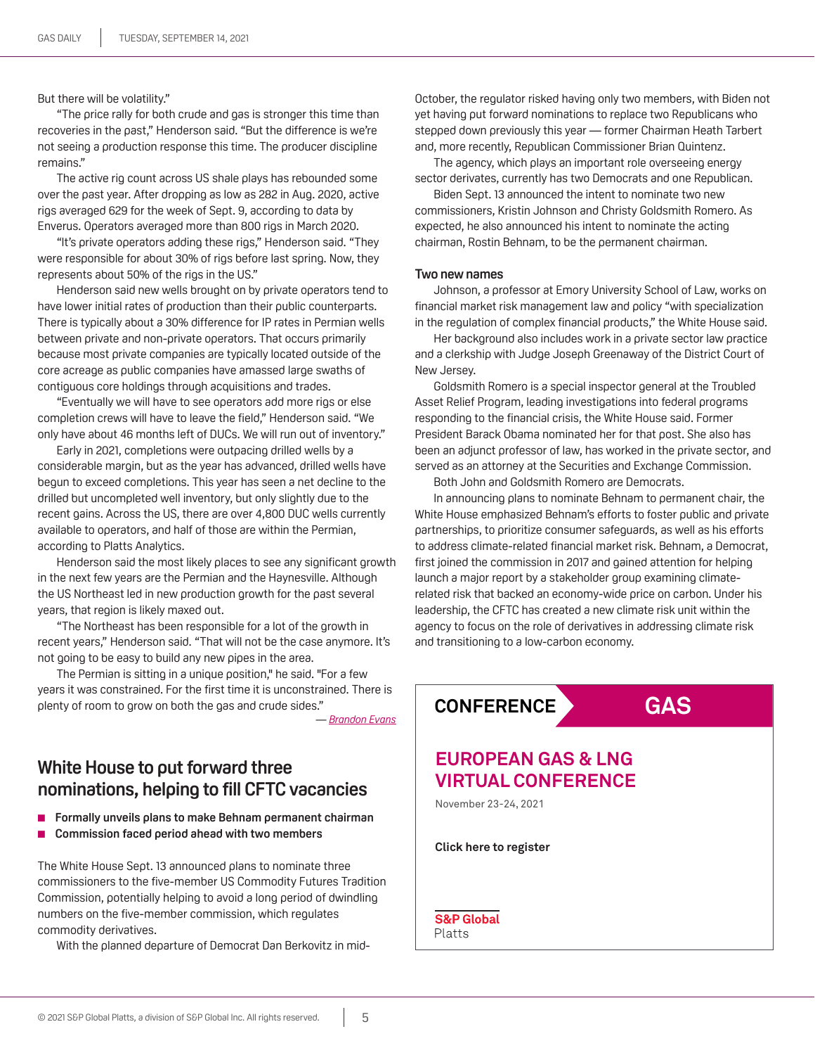But there will be volatility."

"The price rally for both crude and gas is stronger this time than recoveries in the past," Henderson said. "But the difference is we're not seeing a production response this time. The producer discipline remains."

The active rig count across US shale plays has rebounded some over the past year. After dropping as low as 282 in Aug. 2020, active rigs averaged 629 for the week of Sept. 9, according to data by Enverus. Operators averaged more than 800 rigs in March 2020.

"It's private operators adding these rigs," Henderson said. "They were responsible for about 30% of rigs before last spring. Now, they represents about 50% of the rigs in the US."

Henderson said new wells brought on by private operators tend to have lower initial rates of production than their public counterparts. There is typically about a 30% difference for IP rates in Permian wells between private and non-private operators. That occurs primarily because most private companies are typically located outside of the core acreage as public companies have amassed large swaths of contiguous core holdings through acquisitions and trades.

"Eventually we will have to see operators add more rigs or else completion crews will have to leave the field," Henderson said. "We only have about 46 months left of DUCs. We will run out of inventory."

Early in 2021, completions were outpacing drilled wells by a considerable margin, but as the year has advanced, drilled wells have begun to exceed completions. This year has seen a net decline to the drilled but uncompleted well inventory, but only slightly due to the recent gains. Across the US, there are over 4,800 DUC wells currently available to operators, and half of those are within the Permian, according to Platts Analytics.

Henderson said the most likely places to see any significant growth in the next few years are the Permian and the Haynesville. Although the US Northeast led in new production growth for the past several years, that region is likely maxed out.

"The Northeast has been responsible for a lot of the growth in recent years," Henderson said. "That will not be the case anymore. It's not going to be easy to build any new pipes in the area.

The Permian is sitting in a unique position," he said. "For a few years it was constrained. For the first time it is unconstrained. There is plenty of room to grow on both the gas and crude sides."

— *Brandon Evans*

## White House to put forward three nominations, helping to fill CFTC vacancies

- **Formally unveils plans to make Behnam permanent chairman**
- **Commission faced period ahead with two members**

The White House Sept. 13 announced plans to nominate three commissioners to the five-member US Commodity Futures Tradition Commission, potentially helping to avoid a long period of dwindling numbers on the five-member commission, which regulates commodity derivatives.

With the planned departure of Democrat Dan Berkovitz in mid-October, the regulator risked having only two members, with Biden not yet having put forward nominations to replace two Republicans who stepped down previously this year — former Chairman Heath Tarbert and, more recently, Republican Commissioner Brian Quintenz.

The agency, which plays an important role overseeing energy sector derivates, currently has two Democrats and one Republican.

Biden Sept. 13 announced the intent to nominate two new commissioners, Kristin Johnson and Christy Goldsmith Romero. As expected, he also announced his intent to nominate the acting chairman, Rostin Behnam, to be the permanent chairman.

### Two new names

Johnson, a professor at Emory University School of Law, works on financial market risk management law and policy "with specialization in the regulation of complex financial products," the White House said.

Her background also includes work in a private sector law practice and a clerkship with Judge Joseph Greenaway of the District Court of New Jersey.

Goldsmith Romero is a special inspector general at the Troubled Asset Relief Program, leading investigations into federal programs responding to the financial crisis, the White House said. Former President Barack Obama nominated her for that post. She also has been an adjunct professor of law, has worked in the private sector, and served as an attorney at the Securities and Exchange Commission.

Both John and Goldsmith Romero are Democrats.

In announcing plans to nominate Behnam to permanent chair, the White House emphasized Behnam's efforts to foster public and private partnerships, to prioritize consumer safeguards, as well as his efforts to address climate-related financial market risk. Behnam, a Democrat, first joined the commission in 2017 and gained attention for helping launch a major report by a stakeholder group examining climate-related risk that backed an economy-wide price on carbon. Under his leadership, the CFTC has created a new climate risk unit within the agency to focus on the role of derivatives in addressing climate risk and transitioning to a low-carbon economy.

CONFERENCE GAS

**EUROPEAN GAS & LNG VIRTUAL CONFERENCE**

November 23-24, 2021

**Click here to register**

S&P Global Platts